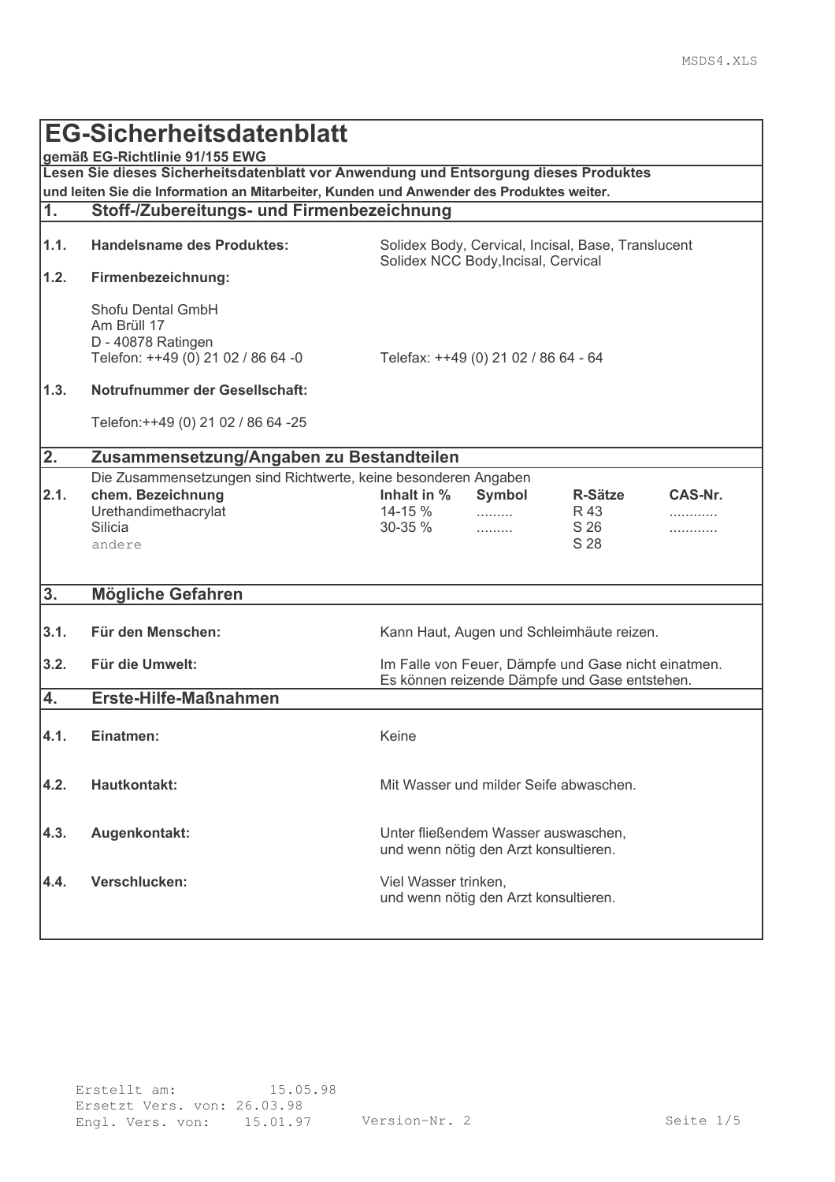# EG-Sicherheitsdatenblatt

**gemäß EG-Richtlinie 91/155 EWG**

**Lesen Sie dieses Sicherheitsdatenblatt vor Anwendung und Entsorgung dieses Produktes und leiten Sie die Information an Mitarbeiter, Kunden und Anwender des Produktes weiter.**

## 1. Stoff-/Zubereitungs- und Firmenbezeichnung

**1.1. Handelsname des Produktes:** Solidex Body, Cervical, Incisal, Base, Translucent
Solidex NCC Body,Incisal, Cervical

**1.2. Firmenbezeichnung:**

Shofu Dental GmbH
Am Brüll 17
D - 40878 Ratingen
Telefon: ++49 (0) 21 02 / 86 64 -0
Telefax: ++49 (0) 21 02 / 86 64 - 64

**1.3. Notrufnummer der Gesellschaft:**

Telefon:++49 (0) 21 02 / 86 64 -25

## 2. Zusammensetzung/Angaben zu Bestandteilen

Die Zusammensetzungen sind Richtwerte, keine besonderen Angaben

**2.1.**

| chem. Bezeichnung | Inhalt in % | Symbol | R-Sätze | CAS-Nr. |
|---|---|---|---|---|
| Urethandimethacrylat | 14-15 % | ......... | R 43 | ............ |
| Silicia | 30-35 % | ......... | S 26 | ............ |
| andere | | | S 28 | |

## 3. Mögliche Gefahren

**3.1. Für den Menschen:** Kann Haut, Augen und Schleimhäute reizen.

**3.2. Für die Umwelt:** Im Falle von Feuer, Dämpfe und Gase nicht einatmen. Es können reizende Dämpfe und Gase entstehen.

## 4. Erste-Hilfe-Maßnahmen

**4.1. Einatmen:** Keine

**4.2. Hautkontakt:** Mit Wasser und milder Seife abwaschen.

**4.3. Augenkontakt:** Unter fließendem Wasser auswaschen, und wenn nötig den Arzt konsultieren.

**4.4. Verschlucken:** Viel Wasser trinken, und wenn nötig den Arzt konsultieren.

Erstellt am: 15.05.98
Ersetzt Vers. von: 26.03.98
Engl. Vers. von: 15.01.97
Version-Nr. 2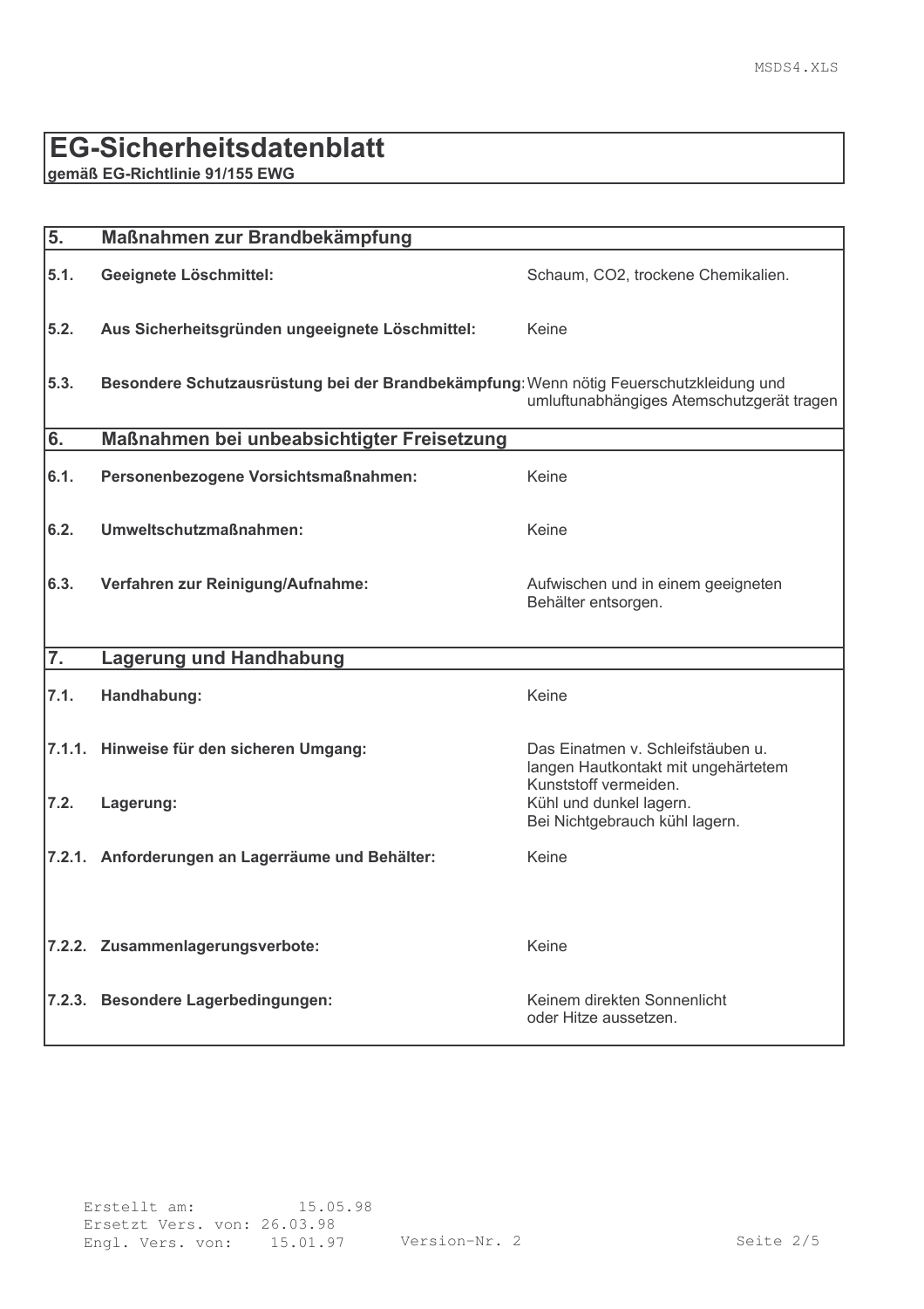# EG-Sicherheitsdatenblatt

**gemäß EG-Richtlinie 91/155 EWG**

| | | |
|---|---|---|
| **5.** | **Maßnahmen zur Brandbekämpfung** | |
| **5.1.** | **Geeignete Löschmittel:** | Schaum, $CO_2$, trockene Chemikalien. |
| **5.2.** | **Aus Sicherheitsgründen ungeeignete Löschmittel:** | Keine |
| **5.3.** | **Besondere Schutzausrüstung bei der Brandbekämpfung:** | Wenn nötig Feuerschutzkleidung und umluftunabhängiges Atemschutzgerät tragen |
| **6.** | **Maßnahmen bei unbeabsichtigter Freisetzung** | |
| **6.1.** | **Personenbezogene Vorsichtsmaßnahmen:** | Keine |
| **6.2.** | **Umweltschutzmaßnahmen:** | Keine |
| **6.3.** | **Verfahren zur Reinigung/Aufnahme:** | Aufwischen und in einem geeigneten Behälter entsorgen. |
| **7.** | **Lagerung und Handhabung** | |
| **7.1.** | **Handhabung:** | Keine |
| **7.1.1.** | **Hinweise für den sicheren Umgang:** | Das Einatmen v. Schleifstäuben u. langen Hautkontakt mit ungehärtetem Kunststoff vermeiden. |
| **7.2.** | **Lagerung:** | Kühl und dunkel lagern. Bei Nichtgebrauch kühl lagern. |
| **7.2.1.** | **Anforderungen an Lagerräume und Behälter:** | Keine |
| **7.2.2.** | **Zusammenlagerungsverbote:** | Keine |
| **7.2.3.** | **Besondere Lagerbedingungen:** | Keinem direkten Sonnenlicht oder Hitze aussetzen. |

Erstellt am: 15.05.98
Ersetzt Vers. von: 26.03.98
Engl. Vers. von: 15.01.97 Version-Nr. 2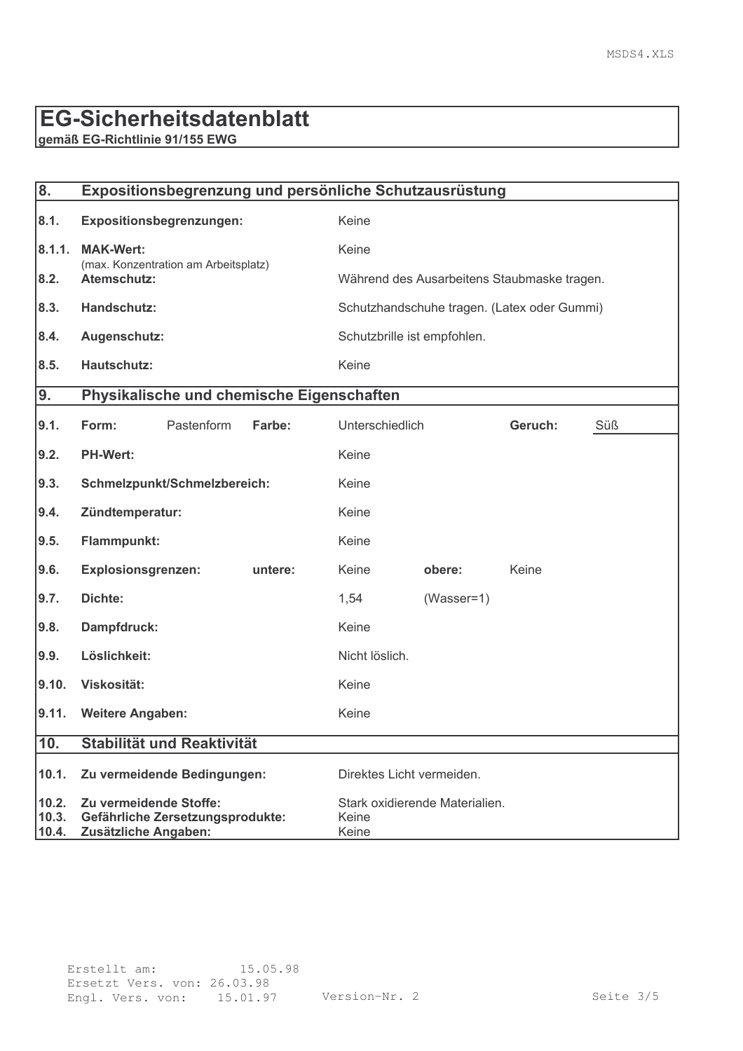# EG-Sicherheitsdatenblatt

**gemäß EG-Richtlinie 91/155 EWG**

## 8. Expositionsbegrenzung und persönliche Schutzausrüstung

| | | |
|---|---|---|
| **8.1.** | **Expositionsbegrenzungen:** | Keine |
| **8.1.1.** | **MAK-Wert:** (max. Konzentration am Arbeitsplatz) | Keine |
| **8.2.** | **Atemschutz:** | Während des Ausarbeitens Staubmaske tragen. |
| **8.3.** | **Handschutz:** | Schutzhandschuhe tragen. (Latex oder Gummi) |
| **8.4.** | **Augenschutz:** | Schutzbrille ist empfohlen. |
| **8.5.** | **Hautschutz:** | Keine |

## 9. Physikalische und chemische Eigenschaften

| | | | | | | | |
|---|---|---|---|---|---|---|---|
| **9.1.** | **Form:** | Pastenform | **Farbe:** | Unterschiedlich | | **Geruch:** | Süß |
| **9.2.** | **PH-Wert:** | | | Keine | | | |
| **9.3.** | **Schmelzpunkt/Schmelzbereich:** | | | Keine | | | |
| **9.4.** | **Zündtemperatur:** | | | Keine | | | |
| **9.5.** | **Flammpunkt:** | | | Keine | | | |
| **9.6.** | **Explosionsgrenzen:** | | **untere:** | Keine | **obere:** | Keine | |
| **9.7.** | **Dichte:** | | | 1,54 | (Wasser=1) | | |
| **9.8.** | **Dampfdruck:** | | | Keine | | | |
| **9.9.** | **Löslichkeit:** | | | Nicht löslich. | | | |
| **9.10.** | **Viskosität:** | | | Keine | | | |
| **9.11.** | **Weitere Angaben:** | | | Keine | | | |

## 10. Stabilität und Reaktivität

| | | |
|---|---|---|
| **10.1.** | **Zu vermeidende Bedingungen:** | Direktes Licht vermeiden. |
| **10.2.** | **Zu vermeidende Stoffe:** | Stark oxidierende Materialien. |
| **10.3.** | **Gefährliche Zersetzungsprodukte:** | Keine |
| **10.4.** | **Zusätzliche Angaben:** | Keine |

Erstellt am: 15.05.98
Ersetzt Vers. von: 26.03.98
Engl. Vers. von: 15.01.97
Version-Nr. 2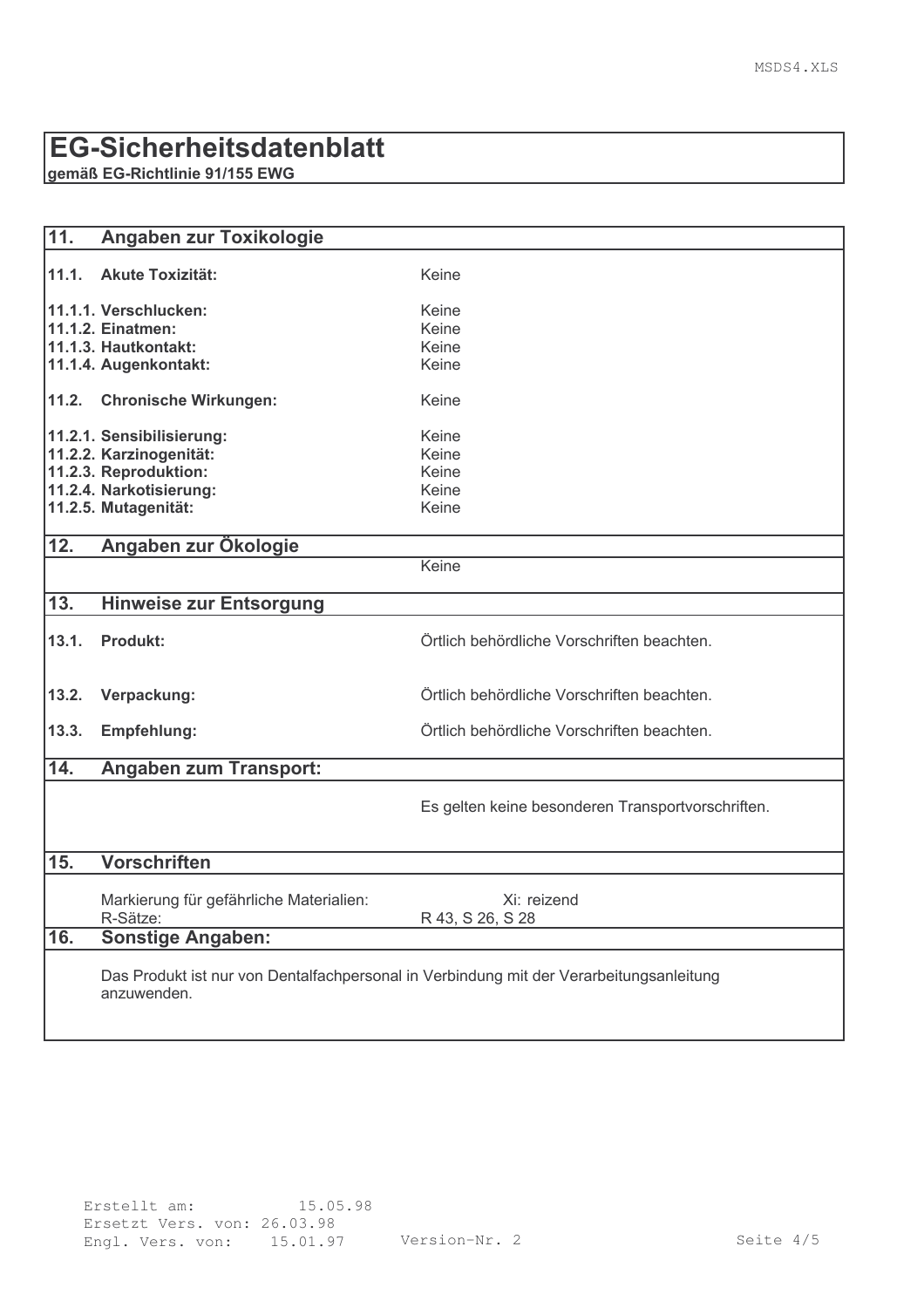# EG-Sicherheitsdatenblatt

**gemäß EG-Richtlinie 91/155 EWG**

## 11. Angaben zur Toxikologie

| | |
|---|---|
| **11.1. Akute Toxizität:** | Keine |
| **11.1.1. Verschlucken:** | Keine |
| **11.1.2. Einatmen:** | Keine |
| **11.1.3. Hautkontakt:** | Keine |
| **11.1.4. Augenkontakt:** | Keine |
| **11.2. Chronische Wirkungen:** | Keine |
| **11.2.1. Sensibilisierung:** | Keine |
| **11.2.2. Karzinogenität:** | Keine |
| **11.2.3. Reproduktion:** | Keine |
| **11.2.4. Narkotisierung:** | Keine |
| **11.2.5. Mutagenität:** | Keine |

## 12. Angaben zur Ökologie

Keine

## 13. Hinweise zur Entsorgung

| | |
|---|---|
| **13.1. Produkt:** | Örtlich behördliche Vorschriften beachten. |
| **13.2. Verpackung:** | Örtlich behördliche Vorschriften beachten. |
| **13.3. Empfehlung:** | Örtlich behördliche Vorschriften beachten. |

## 14. Angaben zum Transport:

Es gelten keine besonderen Transportvorschriften.

## 15. Vorschriften

| | |
|---|---|
| Markierung für gefährliche Materialien: | Xi: reizend |
| R-Sätze: | R 43, S 26, S 28 |

## 16. Sonstige Angaben:

Das Produkt ist nur von Dentalfachpersonal in Verbindung mit der Verarbeitungsanleitung anzuwenden.

Erstellt am: 15.05.98
Ersetzt Vers. von: 26.03.98
Engl. Vers. von: 15.01.97
Version-Nr. 2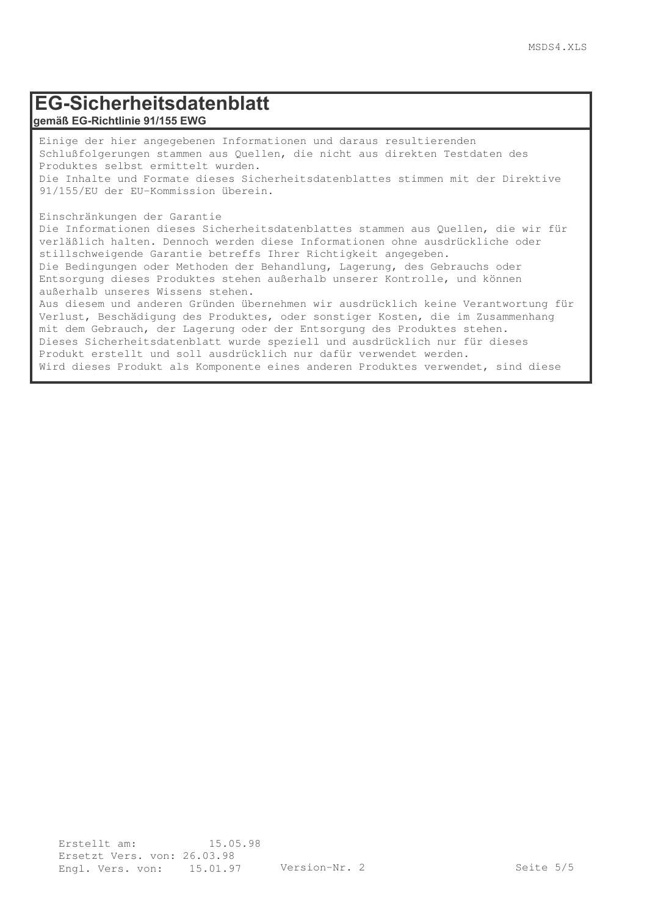# EG-Sicherheitsdatenblatt

**gemäß EG-Richtlinie 91/155 EWG**

Einige der hier angegebenen Informationen und daraus resultierenden Schlußfolgerungen stammen aus Quellen, die nicht aus direkten Testdaten des Produktes selbst ermittelt wurden.
Die Inhalte und Formate dieses Sicherheitsdatenblattes stimmen mit der Direktive 91/155/EU der EU-Kommission überein.

Einschränkungen der Garantie
Die Informationen dieses Sicherheitsdatenblattes stammen aus Quellen, die wir für verläßlich halten. Dennoch werden diese Informationen ohne ausdrückliche oder stillschweigende Garantie betreffs Ihrer Richtigkeit angegeben.
Die Bedingungen oder Methoden der Behandlung, Lagerung, des Gebrauchs oder Entsorgung dieses Produktes stehen außerhalb unserer Kontrolle, und können außerhalb unseres Wissens stehen.
Aus diesem und anderen Gründen übernehmen wir ausdrücklich keine Verantwortung für Verlust, Beschädigung des Produktes, oder sonstiger Kosten, die im Zusammenhang mit dem Gebrauch, der Lagerung oder der Entsorgung des Produktes stehen.
Dieses Sicherheitsdatenblatt wurde speziell und ausdrücklich nur für dieses Produkt erstellt und soll ausdrücklich nur dafür verwendet werden.
Wird dieses Produkt als Komponente eines anderen Produktes verwendet, sind diese

Erstellt am: 15.05.98
Ersetzt Vers. von: 26.03.98
Engl. Vers. von: 15.01.97 Version-Nr. 2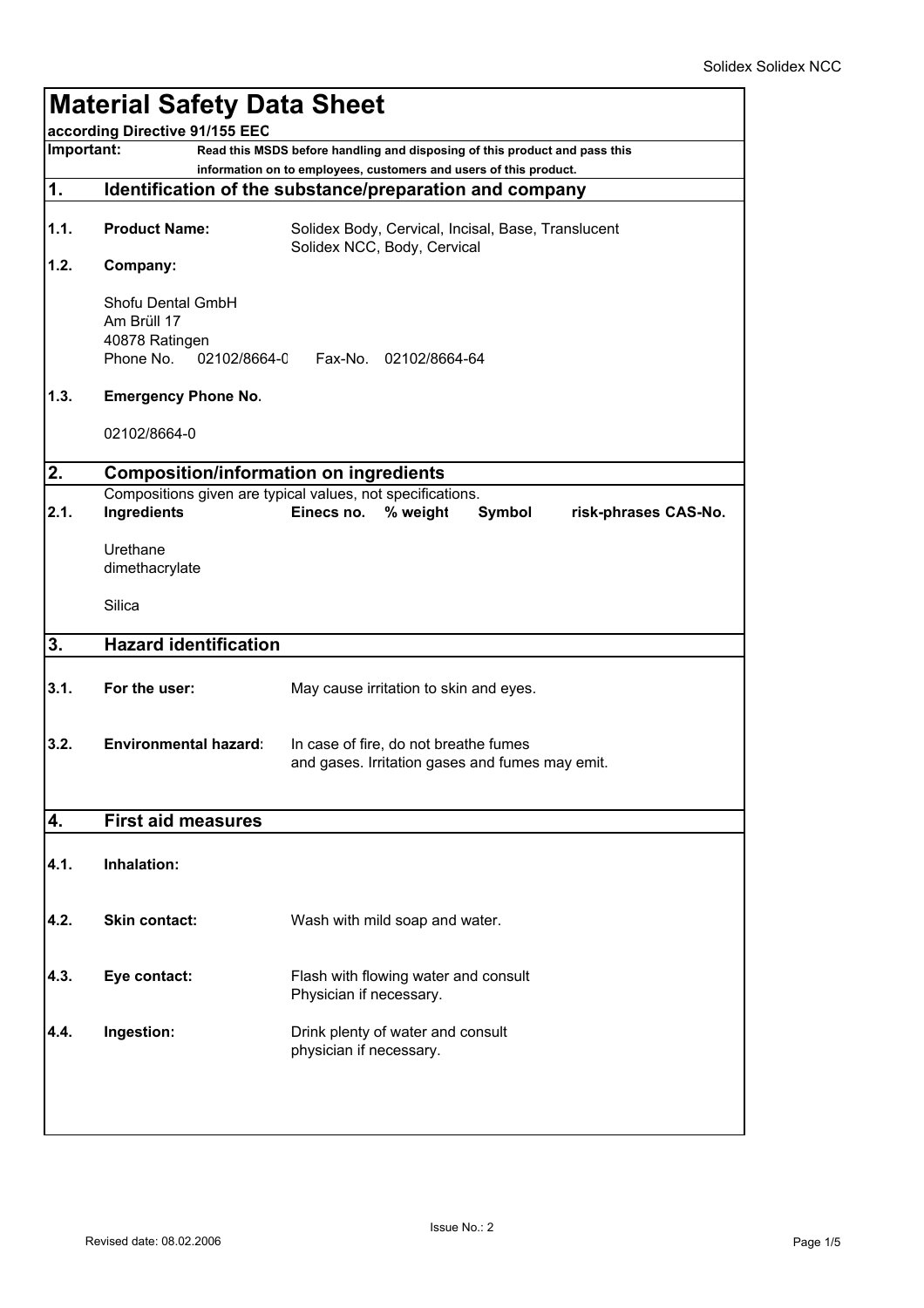# Material Safety Data Sheet

**according Directive 91/155 EEC**

**Important:** **Read this MSDS before handling and disposing of this product and pass this information on to employees, customers and users of this product.**

## 1. Identification of the substance/preparation and company

**1.1. Product Name:** Solidex Body, Cervical, Incisal, Base, Translucent
Solidex NCC, Body, Cervical

**1.2. Company:**

Shofu Dental GmbH
Am Brüll 17
40878 Ratingen
Phone No. 02102/8664-0 Fax-No. 02102/8664-64

**1.3. Emergency Phone No.**

02102/8664-0

## 2. Composition/information on ingredients

Compositions given are typical values, not specifications.

**2.1.**

| Ingredients | Einecs no. | % weight | Symbol | risk-phrases | CAS-No. |
|---|---|---|---|---|---|
| Urethane dimethacrylate | | | | | |
| Silica | | | | | |

## 3. Hazard identification

**3.1. For the user:** May cause irritation to skin and eyes.

**3.2. Environmental hazard:** In case of fire, do not breathe fumes and gases. Irritation gases and fumes may emit.

## 4. First aid measures

**4.1. Inhalation:**

**4.2. Skin contact:** Wash with mild soap and water.

**4.3. Eye contact:** Flash with flowing water and consult Physician if necessary.

**4.4. Ingestion:** Drink plenty of water and consult physician if necessary.

Issue No.: 2

Revised date: 08.02.2006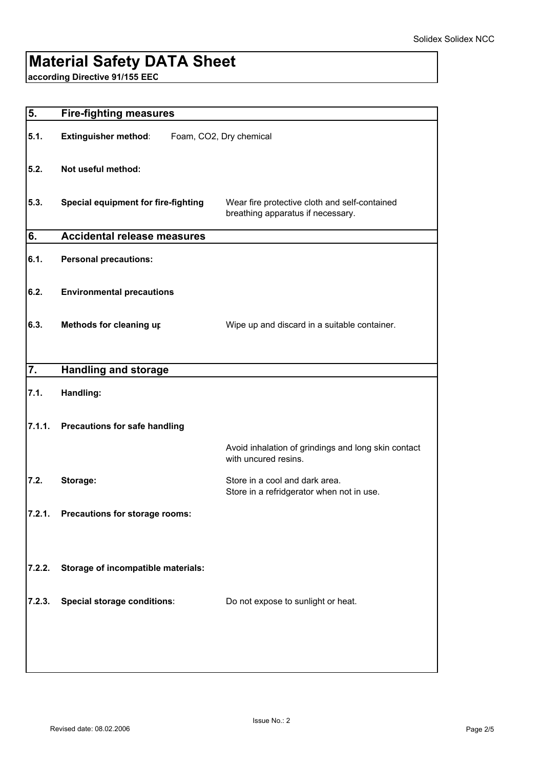# Material Safety DATA Sheet

**according Directive 91/155 EEC**

## 5. Fire-fighting measures

**5.1. Extinguisher method:** Foam, $CO_2$, Dry chemical

**5.2. Not useful method:**

**5.3. Special equipment for fire-fighting** Wear fire protective cloth and self-contained breathing apparatus if necessary.

## 6. Accidental release measures

**6.1. Personal precautions:**

**6.2. Environmental precautions**

**6.3. Methods for cleaning up** Wipe up and discard in a suitable container.

## 7. Handling and storage

**7.1. Handling:**

**7.1.1. Precautions for safe handling**

Avoid inhalation of grindings and long skin contact with uncured resins.

**7.2. Storage:** Store in a cool and dark area.
Store in a refridgerator when not in use.

**7.2.1. Precautions for storage rooms:**

**7.2.2. Storage of incompatible materials:**

**7.2.3. Special storage conditions:** Do not expose to sunlight or heat.

Issue No.: 2

Revised date: 08.02.2006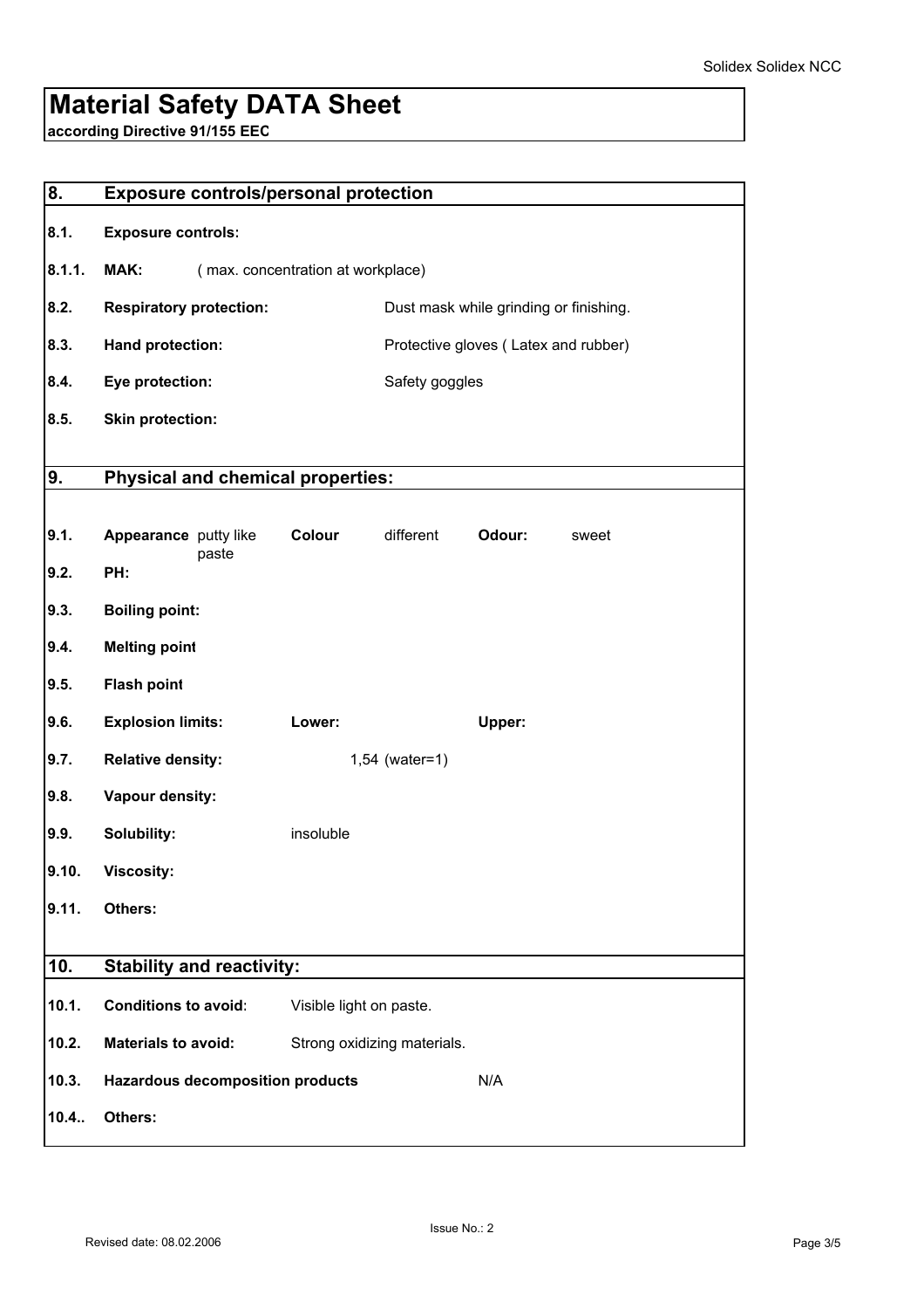# Material Safety DATA Sheet

**according Directive 91/155 EEC**

## 8. Exposure controls/personal protection

| | | | | | |
|---|---|---|---|---|---|
| **8.1.** | **Exposure controls:** | | | | |
| **8.1.1.** | **MAK:** | ( max. concentration at workplace) | | | |
| **8.2.** | **Respiratory protection:** | | Dust mask while grinding or finishing. | | |
| **8.3.** | **Hand protection:** | | Protective gloves ( Latex and rubber) | | |
| **8.4.** | **Eye protection:** | | Safety goggles | | |
| **8.5.** | **Skin protection:** | | | | |

## 9. Physical and chemical properties:

| | | | | | | | |
|---|---|---|---|---|---|---|---|
| **9.1.** | **Appearance** | putty like paste | **Colour** | different | **Odour:** | sweet |
| **9.2.** | **PH:** | | | | | |
| **9.3.** | **Boiling point:** | | | | | |
| **9.4.** | **Melting point** | | | | | |
| **9.5.** | **Flash point** | | | | | |
| **9.6.** | **Explosion limits:** | | **Lower:** | | **Upper:** | |
| **9.7.** | **Relative density:** | | 1,54 (water=1) | | | |
| **9.8.** | **Vapour density:** | | | | | |
| **9.9.** | **Solubility:** | | insoluble | | | |
| **9.10.** | **Viscosity:** | | | | | |
| **9.11.** | **Others:** | | | | | |

## 10. Stability and reactivity:

| | | | |
|---|---|---|---|
| **10.1.** | **Conditions to avoid:** | Visible light on paste. | |
| **10.2.** | **Materials to avoid:** | Strong oxidizing materials. | |
| **10.3.** | **Hazardous decomposition products** | | N/A |
| **10.4..** | **Others:** | | |

Issue No.: 2

Revised date: 08.02.2006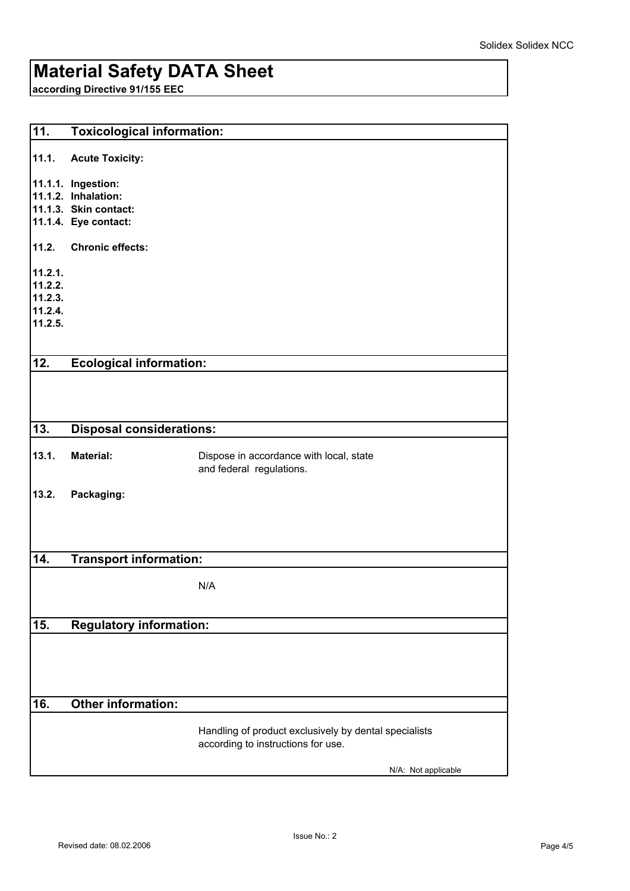# Material Safety DATA Sheet

**according Directive 91/155 EEC**

## 11. Toxicological information:

**11.1. Acute Toxicity:**

**11.1.1. Ingestion:**
**11.1.2. Inhalation:**
**11.1.3. Skin contact:**
**11.1.4. Eye contact:**

**11.2. Chronic effects:**

**11.2.1.**
**11.2.2.**
**11.2.3.**
**11.2.4.**
**11.2.5.**

## 12. Ecological information:

## 13. Disposal considerations:

**13.1. Material:** Dispose in accordance with local, state and federal regulations.

**13.2. Packaging:**

## 14. Transport information:

N/A

## 15. Regulatory information:

## 16. Other information:

Handling of product exclusively by dental specialists according to instructions for use.

N/A: Not applicable

Issue No.: 2

Revised date: 08.02.2006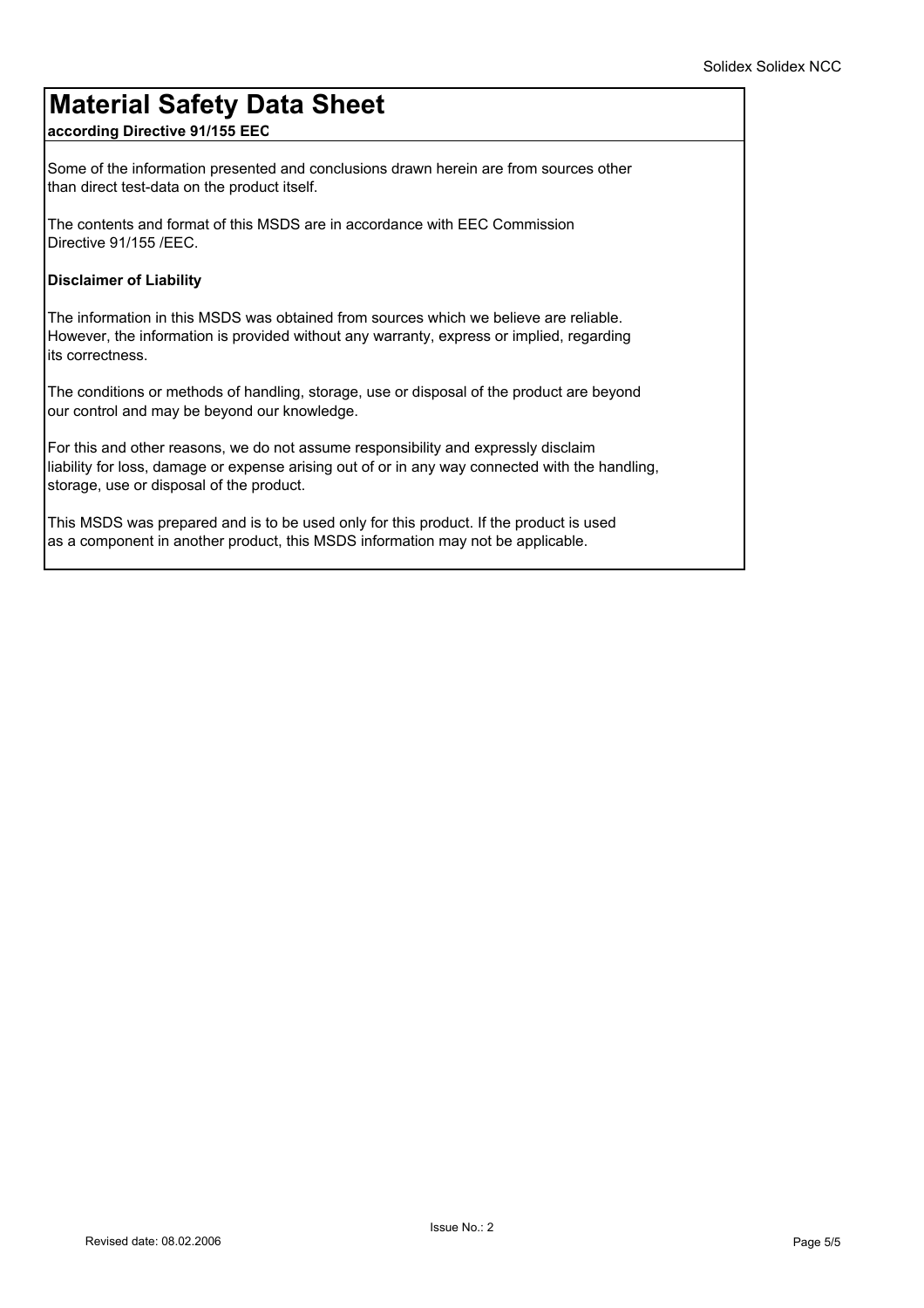# Material Safety Data Sheet

**according Directive 91/155 EEC**

Some of the information presented and conclusions drawn herein are from sources other than direct test-data on the product itself.

The contents and format of this MSDS are in accordance with EEC Commission Directive 91/155 /EEC.

**Disclaimer of Liability**

The information in this MSDS was obtained from sources which we believe are reliable. However, the information is provided without any warranty, express or implied, regarding its correctness.

The conditions or methods of handling, storage, use or disposal of the product are beyond our control and may be beyond our knowledge.

For this and other reasons, we do not assume responsibility and expressly disclaim liability for loss, damage or expense arising out of or in any way connected with the handling, storage, use or disposal of the product.

This MSDS was prepared and is to be used only for this product. If the product is used as a component in another product, this MSDS information may not be applicable.